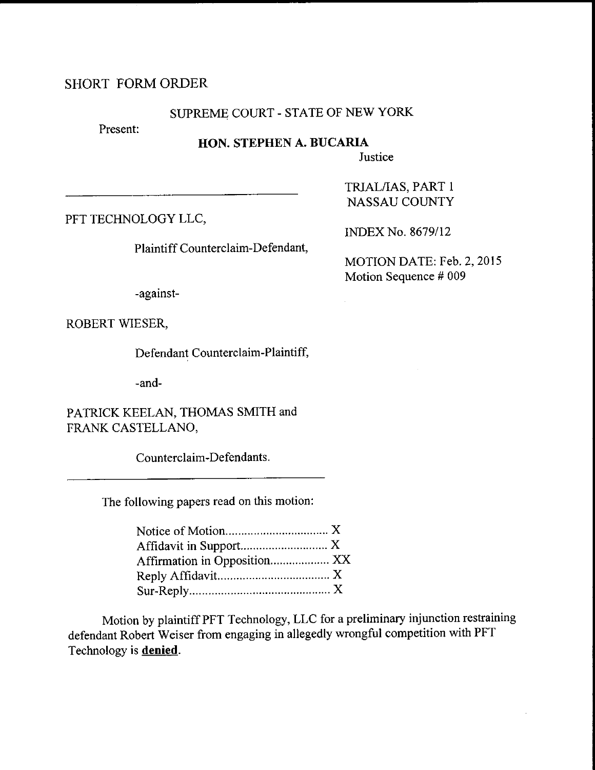SHORT FORM ORDER

SUPREME COURT - STATE OF NEW YORK

Present:

**HON. STEPHEN A. BUCARIA**
Justice

TRIAL/IAS, PART 1
NASSAU COUNTY

PFT TECHNOLOGY LLC,

Plaintiff Counterclaim-Defendant,

INDEX No. 8679/12

MOTION DATE: Feb. 2, 2015
Motion Sequence # 009

-against-

ROBERT WIESER,

Defendant Counterclaim-Plaintiff,

-and-

PATRICK KEELAN, THOMAS SMITH and FRANK CASTELLANO,

Counterclaim-Defendants.

The following papers read on this motion:

Notice of Motion................................ X
Affidavit in Support........................... X
Affirmation in Opposition.................. XX
Reply Affidavit.................................. X
Sur-Reply........................................... X

Motion by plaintiff PFT Technology, LLC for a preliminary injunction restraining defendant Robert Weiser from engaging in allegedly wrongful competition with PFT Technology is **denied**.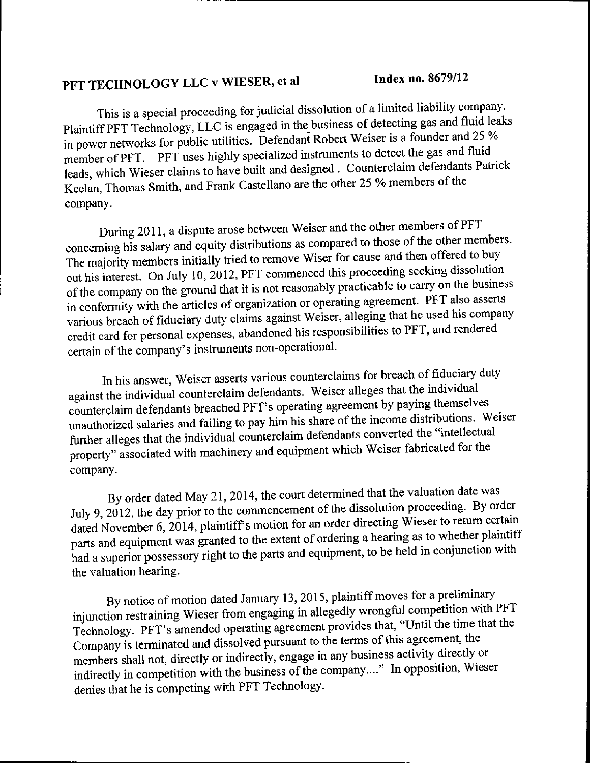**PFT TECHNOLOGY LLC v WIESER, et al** **Index no. 8679/12**

This is a special proceeding for judicial dissolution of a limited liability company. Plaintiff PFT Technology, LLC is engaged in the business of detecting gas and fluid leaks in power networks for public utilities. Defendant Robert Weiser is a founder and 25 % member of PFT. PFT uses highly specialized instruments to detect the gas and fluid leads, which Wieser claims to have built and designed . Counterclaim defendants Patrick Keelan, Thomas Smith, and Frank Castellano are the other 25 % members of the company.

During 2011, a dispute arose between Weiser and the other members of PFT concerning his salary and equity distributions as compared to those of the other members. The majority members initially tried to remove Wiser for cause and then offered to buy out his interest. On July 10, 2012, PFT commenced this proceeding seeking dissolution of the company on the ground that it is not reasonably practicable to carry on the business in conformity with the articles of organization or operating agreement. PFT also asserts various breach of fiduciary duty claims against Weiser, alleging that he used his company credit card for personal expenses, abandoned his responsibilities to PFT, and rendered certain of the company's instruments non-operational.

In his answer, Weiser asserts various counterclaims for breach of fiduciary duty against the individual counterclaim defendants. Weiser alleges that the individual counterclaim defendants breached PFT's operating agreement by paying themselves unauthorized salaries and failing to pay him his share of the income distributions. Weiser further alleges that the individual counterclaim defendants converted the "intellectual property" associated with machinery and equipment which Weiser fabricated for the company.

By order dated May 21, 2014, the court determined that the valuation date was July 9, 2012, the day prior to the commencement of the dissolution proceeding. By order dated November 6, 2014, plaintiff's motion for an order directing Wieser to return certain parts and equipment was granted to the extent of ordering a hearing as to whether plaintiff had a superior possessory right to the parts and equipment, to be held in conjunction with the valuation hearing.

By notice of motion dated January 13, 2015, plaintiff moves for a preliminary injunction restraining Wieser from engaging in allegedly wrongful competition with PFT Technology. PFT's amended operating agreement provides that, "Until the time that the Company is terminated and dissolved pursuant to the terms of this agreement, the members shall not, directly or indirectly, engage in any business activity directly or indirectly in competition with the business of the company...." In opposition, Wieser denies that he is competing with PFT Technology.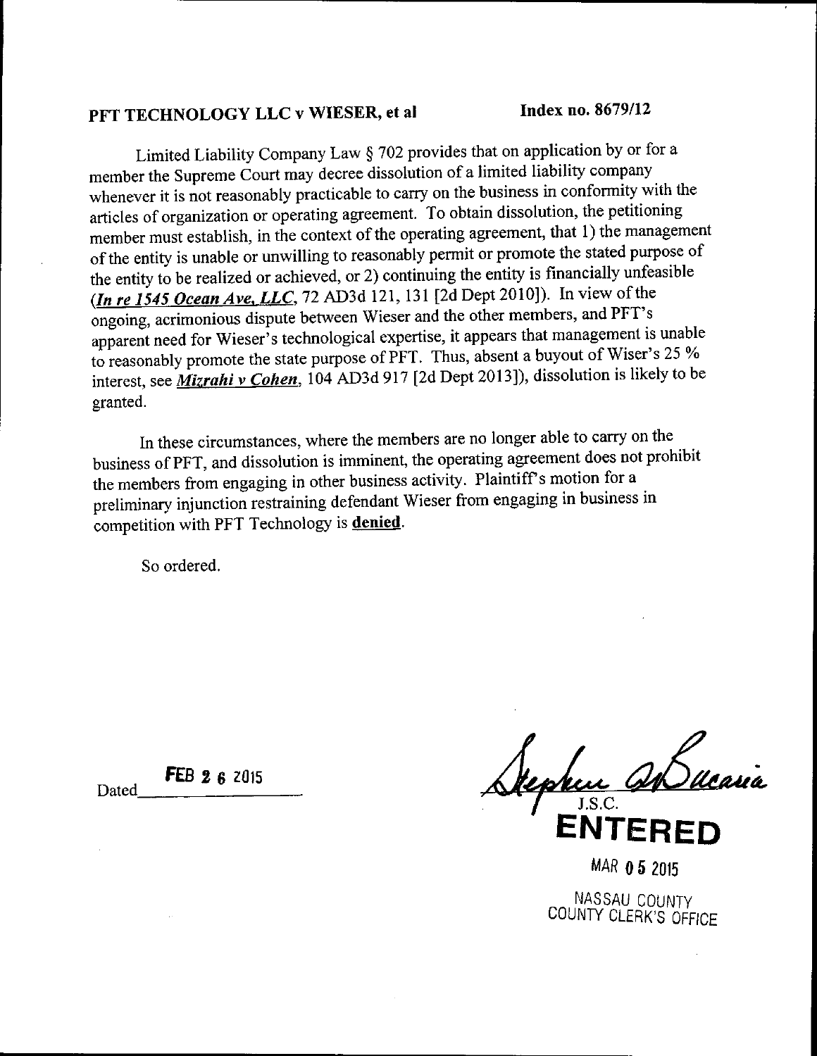**PFT TECHNOLOGY LLC v WIESER, et al** **Index no. 8679/12**

Limited Liability Company Law § 702 provides that on application by or for a member the Supreme Court may decree dissolution of a limited liability company whenever it is not reasonably practicable to carry on the business in conformity with the articles of organization or operating agreement. To obtain dissolution, the petitioning member must establish, in the context of the operating agreement, that 1) the management of the entity is unable or unwilling to reasonably permit or promote the stated purpose of the entity to be realized or achieved, or 2) continuing the entity is financially unfeasible (***In re 1545 Ocean Ave, LLC***, 72 AD3d 121, 131 [2d Dept 2010]). In view of the ongoing, acrimonious dispute between Wieser and the other members, and PFT's apparent need for Wieser's technological expertise, it appears that management is unable to reasonably promote the state purpose of PFT. Thus, absent a buyout of Wiser's 25 % interest, see ***Mizrahi v Cohen***, 104 AD3d 917 [2d Dept 2013]), dissolution is likely to be granted.

In these circumstances, where the members are no longer able to carry on the business of PFT, and dissolution is imminent, the operating agreement does not prohibit the members from engaging in other business activity. Plaintiff's motion for a preliminary injunction restraining defendant Wieser from engaging in business in competition with PFT Technology is **denied**.

So ordered.

Dated FEB 26 2015

Stephen A. Bucaria
J.S.C.

**ENTERED**

MAR 05 2015

NASSAU COUNTY
COUNTY CLERK'S OFFICE